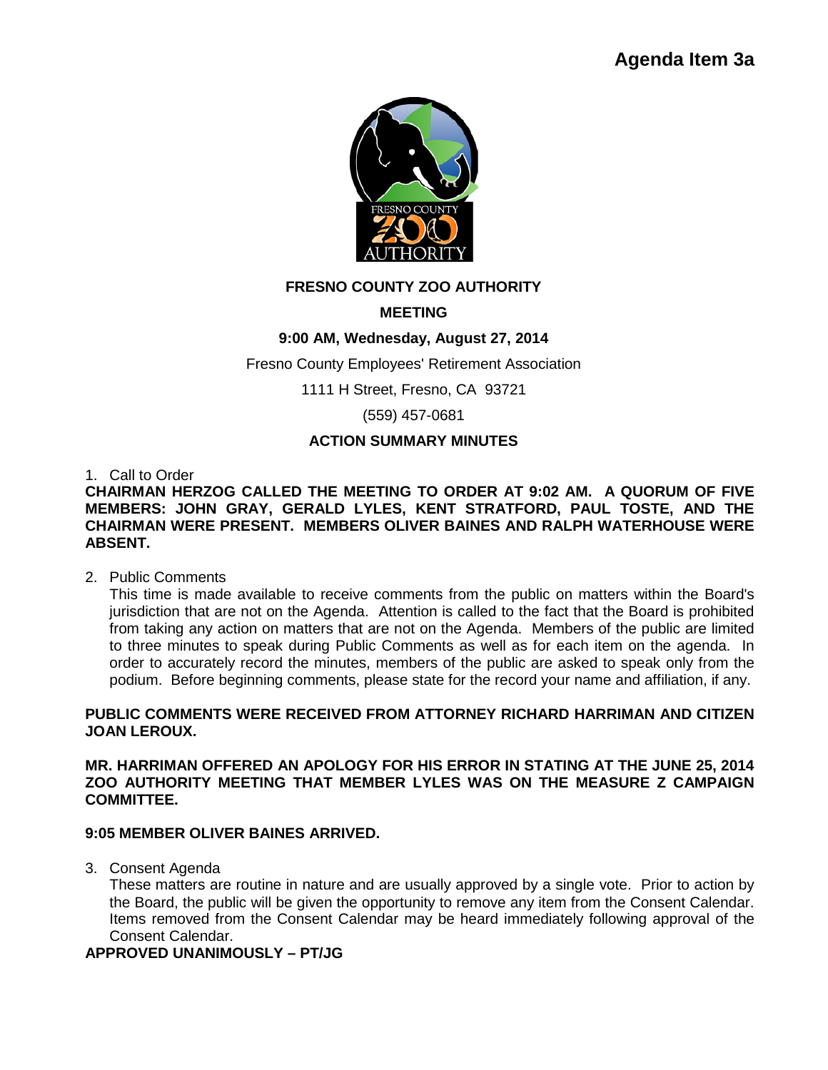# Agenda Item 3a

**FRESNO COUNTY ZOO AUTHORITY**

**MEETING**

**9:00 AM, Wednesday, August 27, 2014**

Fresno County Employees' Retirement Association

1111 H Street, Fresno, CA 93721

(559) 457-0681

**ACTION SUMMARY MINUTES**

1. Call to Order

**CHAIRMAN HERZOG CALLED THE MEETING TO ORDER AT 9:02 AM. A QUORUM OF FIVE MEMBERS: JOHN GRAY, GERALD LYLES, KENT STRATFORD, PAUL TOSTE, AND THE CHAIRMAN WERE PRESENT. MEMBERS OLIVER BAINES AND RALPH WATERHOUSE WERE ABSENT.**

2. Public Comments

   This time is made available to receive comments from the public on matters within the Board's jurisdiction that are not on the Agenda. Attention is called to the fact that the Board is prohibited from taking any action on matters that are not on the Agenda. Members of the public are limited to three minutes to speak during Public Comments as well as for each item on the agenda. In order to accurately record the minutes, members of the public are asked to speak only from the podium. Before beginning comments, please state for the record your name and affiliation, if any.

**PUBLIC COMMENTS WERE RECEIVED FROM ATTORNEY RICHARD HARRIMAN AND CITIZEN JOAN LEROUX.**

**MR. HARRIMAN OFFERED AN APOLOGY FOR HIS ERROR IN STATING AT THE JUNE 25, 2014 ZOO AUTHORITY MEETING THAT MEMBER LYLES WAS ON THE MEASURE Z CAMPAIGN COMMITTEE.**

**9:05 MEMBER OLIVER BAINES ARRIVED.**

3. Consent Agenda

   These matters are routine in nature and are usually approved by a single vote. Prior to action by the Board, the public will be given the opportunity to remove any item from the Consent Calendar. Items removed from the Consent Calendar may be heard immediately following approval of the Consent Calendar.

**APPROVED UNANIMOUSLY – PT/JG**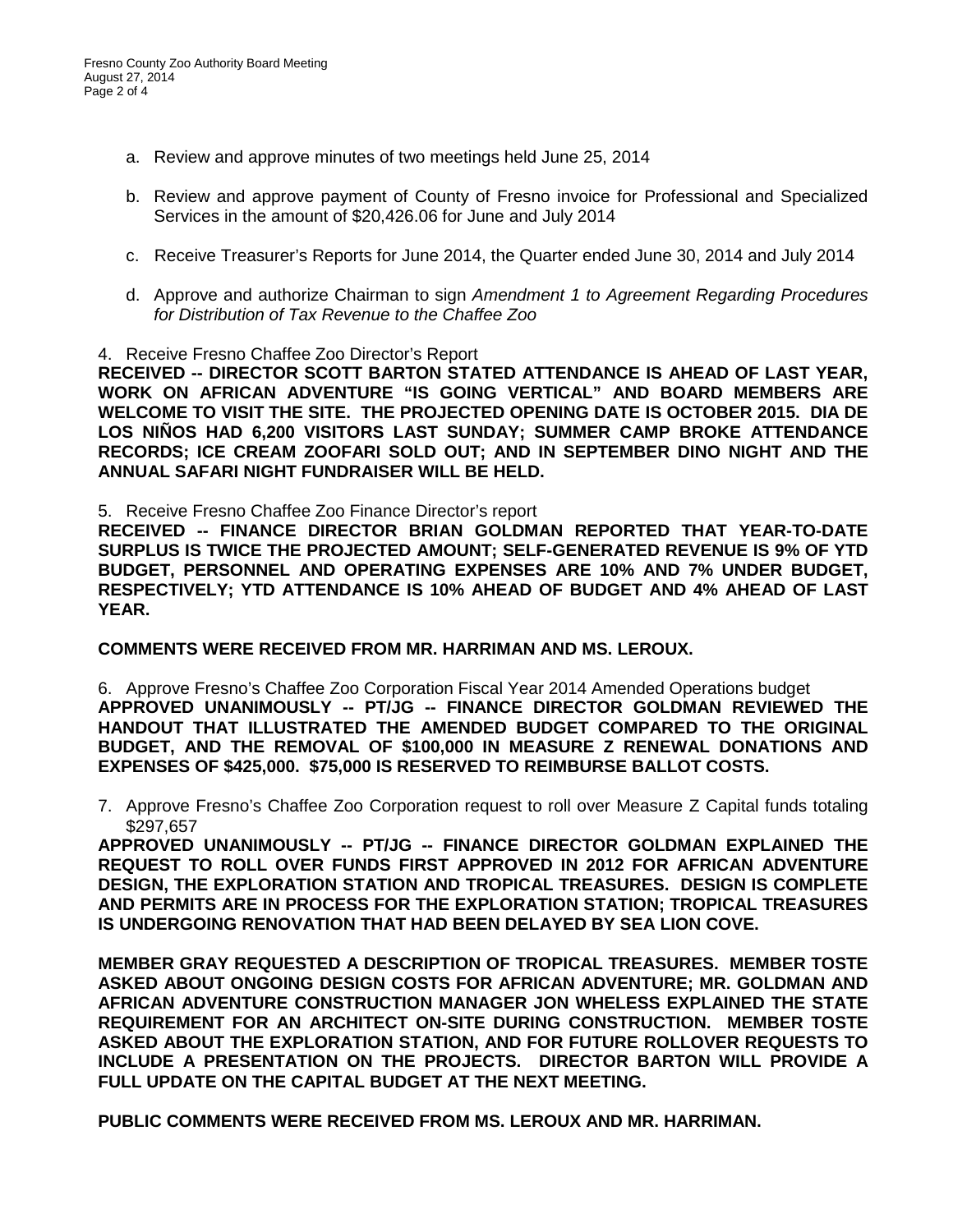a. Review and approve minutes of two meetings held June 25, 2014

b. Review and approve payment of County of Fresno invoice for Professional and Specialized Services in the amount of $20,426.06 for June and July 2014

c. Receive Treasurer's Reports for June 2014, the Quarter ended June 30, 2014 and July 2014

d. Approve and authorize Chairman to sign *Amendment 1 to Agreement Regarding Procedures for Distribution of Tax Revenue to the Chaffee Zoo*

4. Receive Fresno Chaffee Zoo Director's Report

**RECEIVED -- DIRECTOR SCOTT BARTON STATED ATTENDANCE IS AHEAD OF LAST YEAR, WORK ON AFRICAN ADVENTURE "IS GOING VERTICAL" AND BOARD MEMBERS ARE WELCOME TO VISIT THE SITE. THE PROJECTED OPENING DATE IS OCTOBER 2015. DIA DE LOS NIÑOS HAD 6,200 VISITORS LAST SUNDAY; SUMMER CAMP BROKE ATTENDANCE RECORDS; ICE CREAM ZOOFARI SOLD OUT; AND IN SEPTEMBER DINO NIGHT AND THE ANNUAL SAFARI NIGHT FUNDRAISER WILL BE HELD.**

5. Receive Fresno Chaffee Zoo Finance Director's report

**RECEIVED -- FINANCE DIRECTOR BRIAN GOLDMAN REPORTED THAT YEAR-TO-DATE SURPLUS IS TWICE THE PROJECTED AMOUNT; SELF-GENERATED REVENUE IS 9% OF YTD BUDGET, PERSONNEL AND OPERATING EXPENSES ARE 10% AND 7% UNDER BUDGET, RESPECTIVELY; YTD ATTENDANCE IS 10% AHEAD OF BUDGET AND 4% AHEAD OF LAST YEAR.**

**COMMENTS WERE RECEIVED FROM MR. HARRIMAN AND MS. LEROUX.**

6. Approve Fresno's Chaffee Zoo Corporation Fiscal Year 2014 Amended Operations budget

**APPROVED UNANIMOUSLY -- PT/JG -- FINANCE DIRECTOR GOLDMAN REVIEWED THE HANDOUT THAT ILLUSTRATED THE AMENDED BUDGET COMPARED TO THE ORIGINAL BUDGET, AND THE REMOVAL OF $100,000 IN MEASURE Z RENEWAL DONATIONS AND EXPENSES OF $425,000. $75,000 IS RESERVED TO REIMBURSE BALLOT COSTS.**

7. Approve Fresno's Chaffee Zoo Corporation request to roll over Measure Z Capital funds totaling $297,657

**APPROVED UNANIMOUSLY -- PT/JG -- FINANCE DIRECTOR GOLDMAN EXPLAINED THE REQUEST TO ROLL OVER FUNDS FIRST APPROVED IN 2012 FOR AFRICAN ADVENTURE DESIGN, THE EXPLORATION STATION AND TROPICAL TREASURES. DESIGN IS COMPLETE AND PERMITS ARE IN PROCESS FOR THE EXPLORATION STATION; TROPICAL TREASURES IS UNDERGOING RENOVATION THAT HAD BEEN DELAYED BY SEA LION COVE.**

**MEMBER GRAY REQUESTED A DESCRIPTION OF TROPICAL TREASURES. MEMBER TOSTE ASKED ABOUT ONGOING DESIGN COSTS FOR AFRICAN ADVENTURE; MR. GOLDMAN AND AFRICAN ADVENTURE CONSTRUCTION MANAGER JON WHELESS EXPLAINED THE STATE REQUIREMENT FOR AN ARCHITECT ON-SITE DURING CONSTRUCTION. MEMBER TOSTE ASKED ABOUT THE EXPLORATION STATION, AND FOR FUTURE ROLLOVER REQUESTS TO INCLUDE A PRESENTATION ON THE PROJECTS. DIRECTOR BARTON WILL PROVIDE A FULL UPDATE ON THE CAPITAL BUDGET AT THE NEXT MEETING.**

**PUBLIC COMMENTS WERE RECEIVED FROM MS. LEROUX AND MR. HARRIMAN.**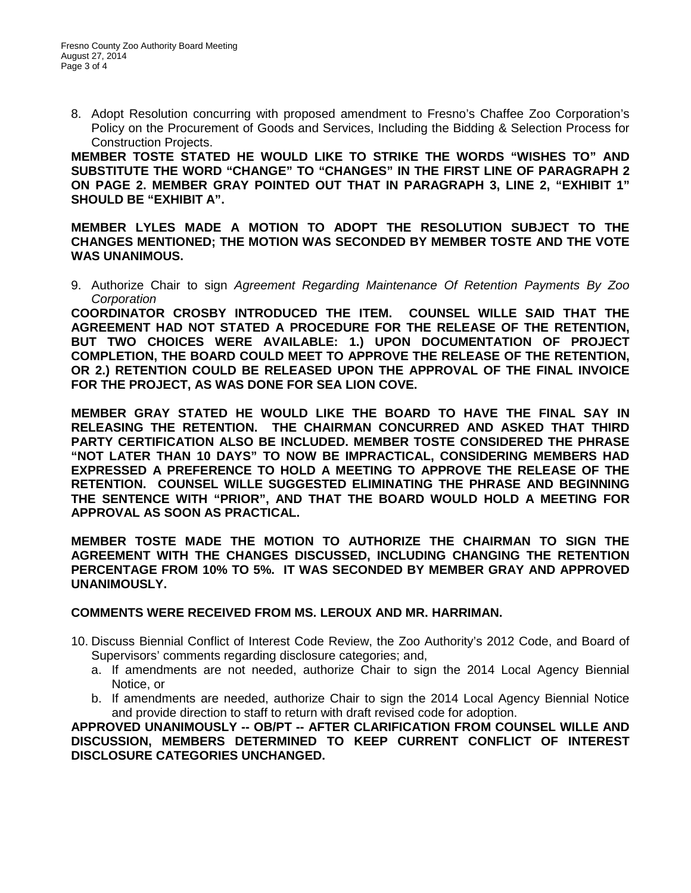8. Adopt Resolution concurring with proposed amendment to Fresno's Chaffee Zoo Corporation's Policy on the Procurement of Goods and Services, Including the Bidding & Selection Process for Construction Projects.

**MEMBER TOSTE STATED HE WOULD LIKE TO STRIKE THE WORDS "WISHES TO" AND SUBSTITUTE THE WORD "CHANGE" TO "CHANGES" IN THE FIRST LINE OF PARAGRAPH 2 ON PAGE 2. MEMBER GRAY POINTED OUT THAT IN PARAGRAPH 3, LINE 2, "EXHIBIT 1" SHOULD BE "EXHIBIT A".**

**MEMBER LYLES MADE A MOTION TO ADOPT THE RESOLUTION SUBJECT TO THE CHANGES MENTIONED; THE MOTION WAS SECONDED BY MEMBER TOSTE AND THE VOTE WAS UNANIMOUS.**

9. Authorize Chair to sign *Agreement Regarding Maintenance Of Retention Payments By Zoo Corporation*

**COORDINATOR CROSBY INTRODUCED THE ITEM. COUNSEL WILLE SAID THAT THE AGREEMENT HAD NOT STATED A PROCEDURE FOR THE RELEASE OF THE RETENTION, BUT TWO CHOICES WERE AVAILABLE: 1.) UPON DOCUMENTATION OF PROJECT COMPLETION, THE BOARD COULD MEET TO APPROVE THE RELEASE OF THE RETENTION, OR 2.) RETENTION COULD BE RELEASED UPON THE APPROVAL OF THE FINAL INVOICE FOR THE PROJECT, AS WAS DONE FOR SEA LION COVE.**

**MEMBER GRAY STATED HE WOULD LIKE THE BOARD TO HAVE THE FINAL SAY IN RELEASING THE RETENTION. THE CHAIRMAN CONCURRED AND ASKED THAT THIRD PARTY CERTIFICATION ALSO BE INCLUDED. MEMBER TOSTE CONSIDERED THE PHRASE "NOT LATER THAN 10 DAYS" TO NOW BE IMPRACTICAL, CONSIDERING MEMBERS HAD EXPRESSED A PREFERENCE TO HOLD A MEETING TO APPROVE THE RELEASE OF THE RETENTION. COUNSEL WILLE SUGGESTED ELIMINATING THE PHRASE AND BEGINNING THE SENTENCE WITH "PRIOR", AND THAT THE BOARD WOULD HOLD A MEETING FOR APPROVAL AS SOON AS PRACTICAL.**

**MEMBER TOSTE MADE THE MOTION TO AUTHORIZE THE CHAIRMAN TO SIGN THE AGREEMENT WITH THE CHANGES DISCUSSED, INCLUDING CHANGING THE RETENTION PERCENTAGE FROM 10% TO 5%. IT WAS SECONDED BY MEMBER GRAY AND APPROVED UNANIMOUSLY.**

**COMMENTS WERE RECEIVED FROM MS. LEROUX AND MR. HARRIMAN.**

10. Discuss Biennial Conflict of Interest Code Review, the Zoo Authority's 2012 Code, and Board of Supervisors' comments regarding disclosure categories; and,
    a. If amendments are not needed, authorize Chair to sign the 2014 Local Agency Biennial Notice, or
    b. If amendments are needed, authorize Chair to sign the 2014 Local Agency Biennial Notice and provide direction to staff to return with draft revised code for adoption.

**APPROVED UNANIMOUSLY -- OB/PT -- AFTER CLARIFICATION FROM COUNSEL WILLE AND DISCUSSION, MEMBERS DETERMINED TO KEEP CURRENT CONFLICT OF INTEREST DISCLOSURE CATEGORIES UNCHANGED.**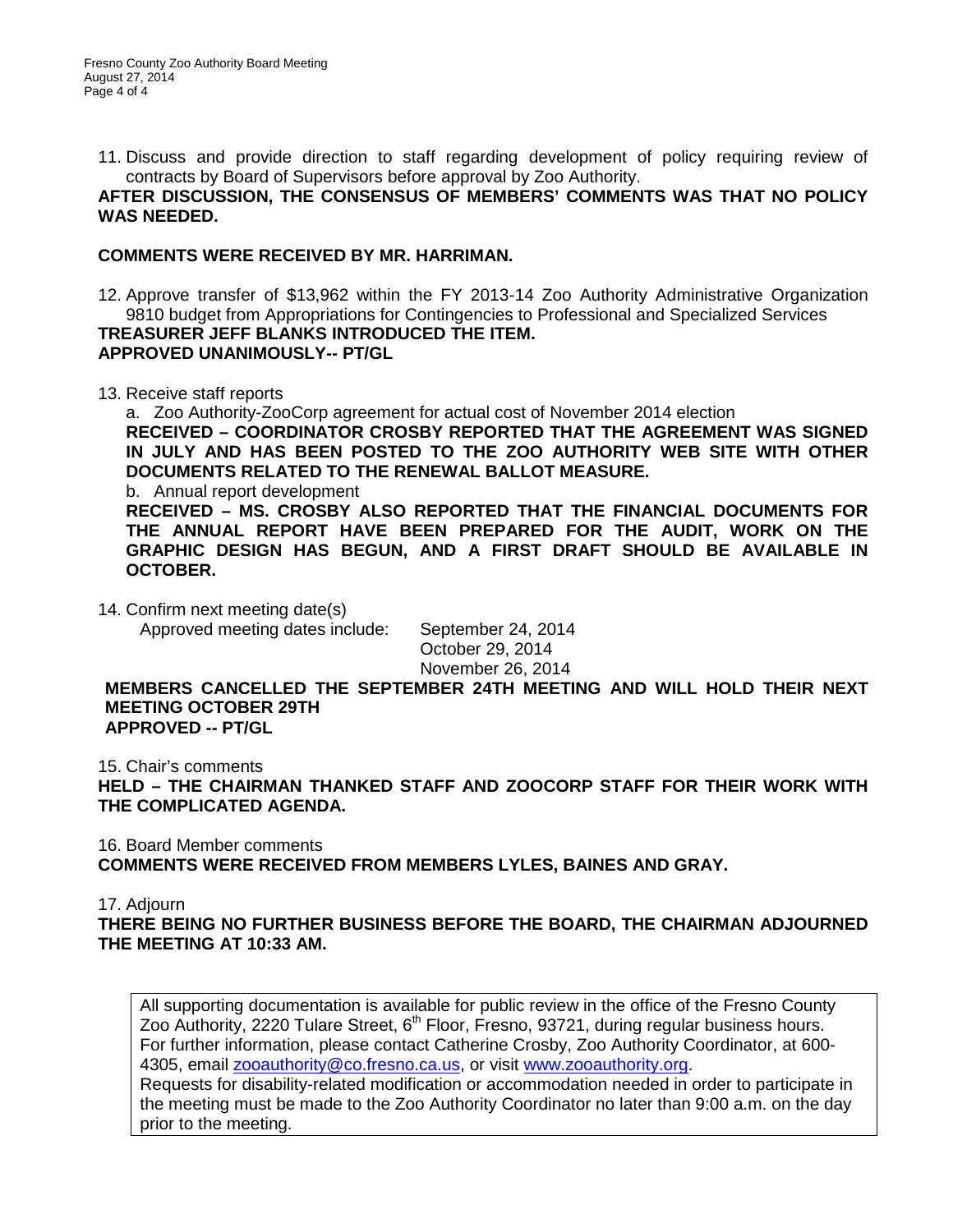11. Discuss and provide direction to staff regarding development of policy requiring review of contracts by Board of Supervisors before approval by Zoo Authority.

**AFTER DISCUSSION, THE CONSENSUS OF MEMBERS' COMMENTS WAS THAT NO POLICY WAS NEEDED.**

**COMMENTS WERE RECEIVED BY MR. HARRIMAN.**

12. Approve transfer of $13,962 within the FY 2013-14 Zoo Authority Administrative Organization 9810 budget from Appropriations for Contingencies to Professional and Specialized Services

**TREASURER JEFF BLANKS INTRODUCED THE ITEM.**
**APPROVED UNANIMOUSLY-- PT/GL**

13. Receive staff reports

    a. Zoo Authority-ZooCorp agreement for actual cost of November 2014 election

    **RECEIVED – COORDINATOR CROSBY REPORTED THAT THE AGREEMENT WAS SIGNED IN JULY AND HAS BEEN POSTED TO THE ZOO AUTHORITY WEB SITE WITH OTHER DOCUMENTS RELATED TO THE RENEWAL BALLOT MEASURE.**

    b. Annual report development

    **RECEIVED – MS. CROSBY ALSO REPORTED THAT THE FINANCIAL DOCUMENTS FOR THE ANNUAL REPORT HAVE BEEN PREPARED FOR THE AUDIT, WORK ON THE GRAPHIC DESIGN HAS BEGUN, AND A FIRST DRAFT SHOULD BE AVAILABLE IN OCTOBER.**

14. Confirm next meeting date(s)

    Approved meeting dates include: September 24, 2014
    October 29, 2014
    November 26, 2014

**MEMBERS CANCELLED THE SEPTEMBER 24TH MEETING AND WILL HOLD THEIR NEXT MEETING OCTOBER 29TH**
**APPROVED -- PT/GL**

15. Chair's comments

**HELD – THE CHAIRMAN THANKED STAFF AND ZOOCORP STAFF FOR THEIR WORK WITH THE COMPLICATED AGENDA.**

16. Board Member comments

**COMMENTS WERE RECEIVED FROM MEMBERS LYLES, BAINES AND GRAY.**

17. Adjourn

**THERE BEING NO FURTHER BUSINESS BEFORE THE BOARD, THE CHAIRMAN ADJOURNED THE MEETING AT 10:33 AM.**

---

All supporting documentation is available for public review in the office of the Fresno County Zoo Authority, 2220 Tulare Street, 6th Floor, Fresno, 93721, during regular business hours. For further information, please contact Catherine Crosby, Zoo Authority Coordinator, at 600-4305, email zooauthority@co.fresno.ca.us, or visit www.zooauthority.org.

Requests for disability-related modification or accommodation needed in order to participate in the meeting must be made to the Zoo Authority Coordinator no later than 9:00 a.m. on the day prior to the meeting.